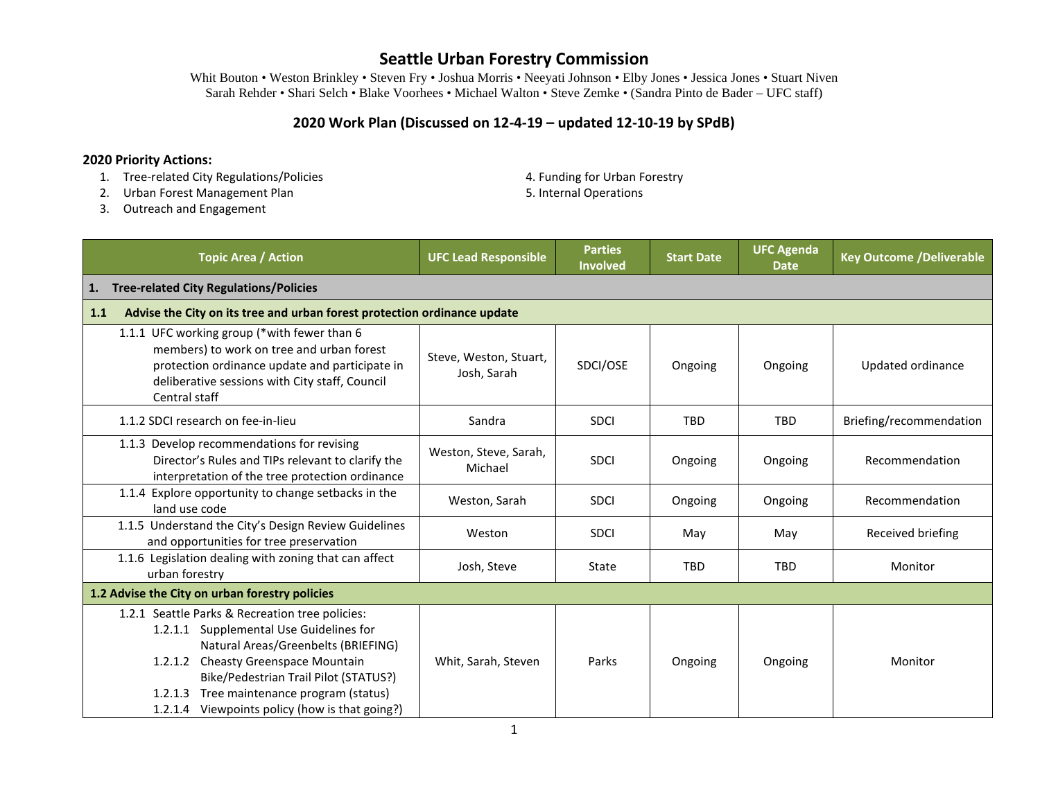# Seattle Urban Forestry Commission

Whit Bouton • Weston Brinkley • Steven Fry • Joshua Morris • Neeyati Johnson • Elby Jones • Jessica Jones • Stuart Niven
Sarah Rehder • Shari Selch • Blake Voorhees • Michael Walton • Steve Zemke • (Sandra Pinto de Bader – UFC staff)

## 2020 Work Plan (Discussed on 12-4-19 – updated 12-10-19 by SPdB)

**2020 Priority Actions:**

1. Tree-related City Regulations/Policies
2. Urban Forest Management Plan
3. Outreach and Engagement
4. Funding for Urban Forestry
5. Internal Operations

| Topic Area / Action | UFC Lead Responsible | Parties Involved | Start Date | UFC Agenda Date | Key Outcome /Deliverable |
|---|---|---|---|---|---|
| **1. Tree-related City Regulations/Policies** | | | | | |
| **1.1 Advise the City on its tree and urban forest protection ordinance update** | | | | | |
| 1.1.1 UFC working group (*with fewer than 6 members) to work on tree and urban forest protection ordinance update and participate in deliberative sessions with City staff, Council Central staff | Steve, Weston, Stuart, Josh, Sarah | SDCI/OSE | Ongoing | Ongoing | Updated ordinance |
| 1.1.2 SDCI research on fee-in-lieu | Sandra | SDCI | TBD | TBD | Briefing/recommendation |
| 1.1.3 Develop recommendations for revising Director's Rules and TIPs relevant to clarify the interpretation of the tree protection ordinance | Weston, Steve, Sarah, Michael | SDCI | Ongoing | Ongoing | Recommendation |
| 1.1.4 Explore opportunity to change setbacks in the land use code | Weston, Sarah | SDCI | Ongoing | Ongoing | Recommendation |
| 1.1.5 Understand the City's Design Review Guidelines and opportunities for tree preservation | Weston | SDCI | May | May | Received briefing |
| 1.1.6 Legislation dealing with zoning that can affect urban forestry | Josh, Steve | State | TBD | TBD | Monitor |
| **1.2 Advise the City on urban forestry policies** | | | | | |
| 1.2.1 Seattle Parks & Recreation tree policies:<br>1.2.1.1 Supplemental Use Guidelines for Natural Areas/Greenbelts (BRIEFING)<br>1.2.1.2 Cheasty Greenspace Mountain Bike/Pedestrian Trail Pilot (STATUS?)<br>1.2.1.3 Tree maintenance program (status)<br>1.2.1.4 Viewpoints policy (how is that going?) | Whit, Sarah, Steven | Parks | Ongoing | Ongoing | Monitor |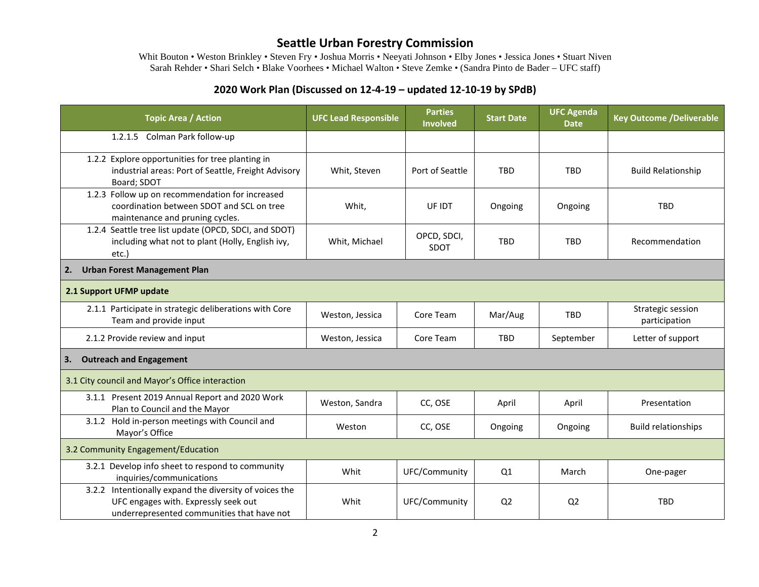# Seattle Urban Forestry Commission

Whit Bouton • Weston Brinkley • Steven Fry • Joshua Morris • Neeyati Johnson • Elby Jones • Jessica Jones • Stuart Niven
Sarah Rehder • Shari Selch • Blake Voorhees • Michael Walton • Steve Zemke • (Sandra Pinto de Bader – UFC staff)

## 2020 Work Plan (Discussed on 12-4-19 – updated 12-10-19 by SPdB)

| Topic Area / Action | UFC Lead Responsible | Parties Involved | Start Date | UFC Agenda Date | Key Outcome /Deliverable |
|---|---|---|---|---|---|
| 1.2.1.5 Colman Park follow-up | | | | | |
| 1.2.2 Explore opportunities for tree planting in industrial areas: Port of Seattle, Freight Advisory Board; SDOT | Whit, Steven | Port of Seattle | TBD | TBD | Build Relationship |
| 1.2.3 Follow up on recommendation for increased coordination between SDOT and SCL on tree maintenance and pruning cycles. | Whit, | UF IDT | Ongoing | Ongoing | TBD |
| 1.2.4 Seattle tree list update (OPCD, SDCI, and SDOT) including what not to plant (Holly, English ivy, etc.) | Whit, Michael | OPCD, SDCI, SDOT | TBD | TBD | Recommendation |
| **2. Urban Forest Management Plan** | | | | | |
| **2.1 Support UFMP update** | | | | | |
| 2.1.1 Participate in strategic deliberations with Core Team and provide input | Weston, Jessica | Core Team | Mar/Aug | TBD | Strategic session participation |
| 2.1.2 Provide review and input | Weston, Jessica | Core Team | TBD | September | Letter of support |
| **3. Outreach and Engagement** | | | | | |
| 3.1 City council and Mayor's Office interaction | | | | | |
| 3.1.1 Present 2019 Annual Report and 2020 Work Plan to Council and the Mayor | Weston, Sandra | CC, OSE | April | April | Presentation |
| 3.1.2 Hold in-person meetings with Council and Mayor's Office | Weston | CC, OSE | Ongoing | Ongoing | Build relationships |
| 3.2 Community Engagement/Education | | | | | |
| 3.2.1 Develop info sheet to respond to community inquiries/communications | Whit | UFC/Community | Q1 | March | One-pager |
| 3.2.2 Intentionally expand the diversity of voices the UFC engages with. Expressly seek out underrepresented communities that have not | Whit | UFC/Community | Q2 | Q2 | TBD |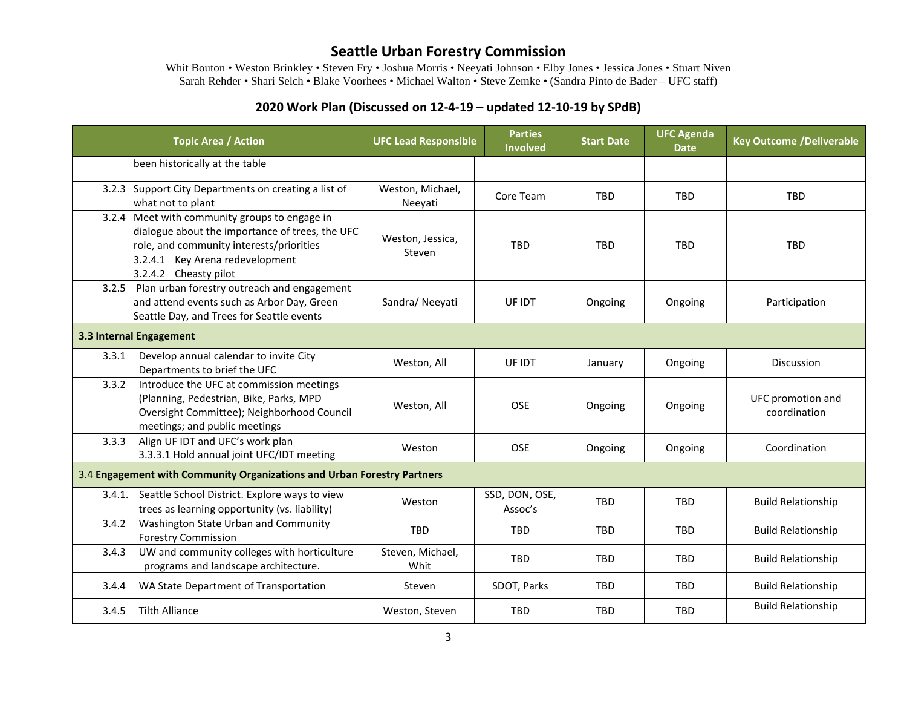# Seattle Urban Forestry Commission

Whit Bouton • Weston Brinkley • Steven Fry • Joshua Morris • Neeyati Johnson • Elby Jones • Jessica Jones • Stuart Niven
Sarah Rehder • Shari Selch • Blake Voorhees • Michael Walton • Steve Zemke • (Sandra Pinto de Bader – UFC staff)

## 2020 Work Plan (Discussed on 12-4-19 – updated 12-10-19 by SPdB)

| Topic Area / Action | UFC Lead Responsible | Parties Involved | Start Date | UFC Agenda Date | Key Outcome /Deliverable |
|---|---|---|---|---|---|
| been historically at the table | | | | | |
| 3.2.3 Support City Departments on creating a list of what not to plant | Weston, Michael, Neeyati | Core Team | TBD | TBD | TBD |
| 3.2.4 Meet with community groups to engage in dialogue about the importance of trees, the UFC role, and community interests/priorities<br>3.2.4.1 Key Arena redevelopment<br>3.2.4.2 Cheasty pilot | Weston, Jessica, Steven | TBD | TBD | TBD | TBD |
| 3.2.5 Plan urban forestry outreach and engagement and attend events such as Arbor Day, Green Seattle Day, and Trees for Seattle events | Sandra/ Neeyati | UF IDT | Ongoing | Ongoing | Participation |
| **3.3 Internal Engagement** | | | | | |
| 3.3.1 Develop annual calendar to invite City Departments to brief the UFC | Weston, All | UF IDT | January | Ongoing | Discussion |
| 3.3.2 Introduce the UFC at commission meetings (Planning, Pedestrian, Bike, Parks, MPD Oversight Committee); Neighborhood Council meetings; and public meetings | Weston, All | OSE | Ongoing | Ongoing | UFC promotion and coordination |
| 3.3.3 Align UF IDT and UFC's work plan<br>3.3.3.1 Hold annual joint UFC/IDT meeting | Weston | OSE | Ongoing | Ongoing | Coordination |
| 3.4 **Engagement with Community Organizations and Urban Forestry Partners** | | | | | |
| 3.4.1. Seattle School District. Explore ways to view trees as learning opportunity (vs. liability) | Weston | SSD, DON, OSE, Assoc's | TBD | TBD | Build Relationship |
| 3.4.2 Washington State Urban and Community Forestry Commission | TBD | TBD | TBD | TBD | Build Relationship |
| 3.4.3 UW and community colleges with horticulture programs and landscape architecture. | Steven, Michael, Whit | TBD | TBD | TBD | Build Relationship |
| 3.4.4 WA State Department of Transportation | Steven | SDOT, Parks | TBD | TBD | Build Relationship |
| 3.4.5 Tilth Alliance | Weston, Steven | TBD | TBD | TBD | Build Relationship |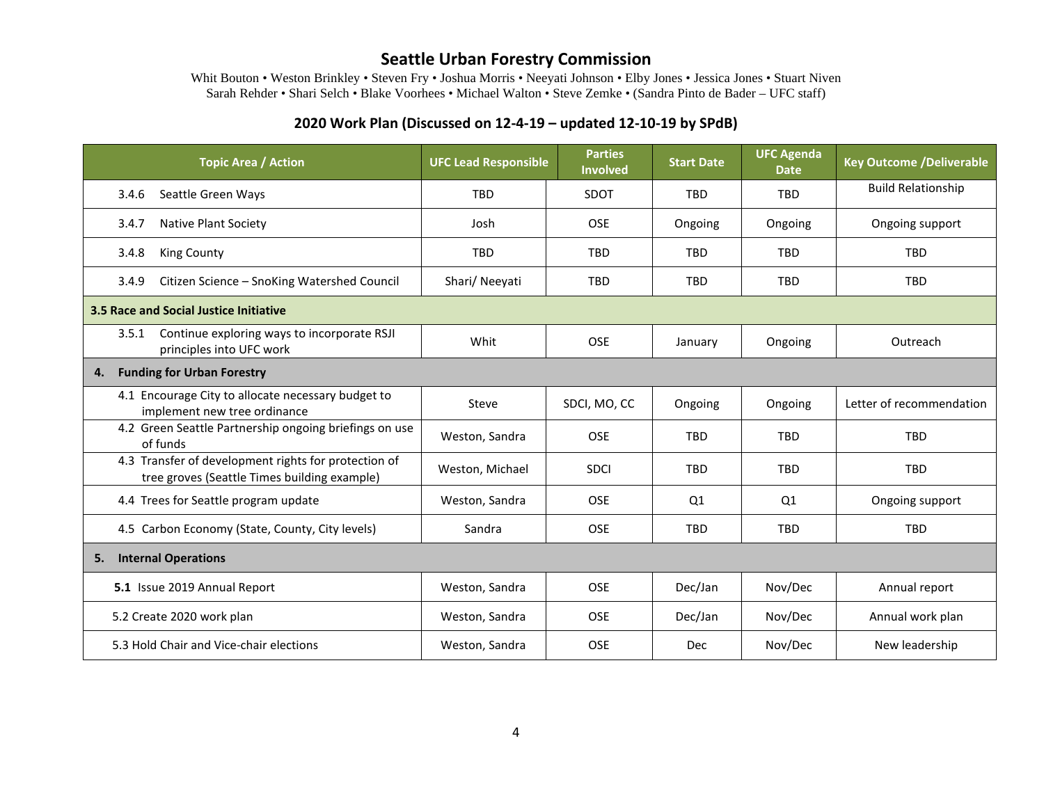# Seattle Urban Forestry Commission

Whit Bouton • Weston Brinkley • Steven Fry • Joshua Morris • Neeyati Johnson • Elby Jones • Jessica Jones • Stuart Niven
Sarah Rehder • Shari Selch • Blake Voorhees • Michael Walton • Steve Zemke • (Sandra Pinto de Bader – UFC staff)

## 2020 Work Plan (Discussed on 12-4-19 – updated 12-10-19 by SPdB)

| Topic Area / Action | UFC Lead Responsible | Parties Involved | Start Date | UFC Agenda Date | Key Outcome /Deliverable |
|---|---|---|---|---|---|
| 3.4.6 Seattle Green Ways | TBD | SDOT | TBD | TBD | Build Relationship |
| 3.4.7 Native Plant Society | Josh | OSE | Ongoing | Ongoing | Ongoing support |
| 3.4.8 King County | TBD | TBD | TBD | TBD | TBD |
| 3.4.9 Citizen Science – SnoKing Watershed Council | Shari/ Neeyati | TBD | TBD | TBD | TBD |
| **3.5 Race and Social Justice Initiative** | | | | | |
| 3.5.1 Continue exploring ways to incorporate RSJI principles into UFC work | Whit | OSE | January | Ongoing | Outreach |
| **4. Funding for Urban Forestry** | | | | | |
| 4.1 Encourage City to allocate necessary budget to implement new tree ordinance | Steve | SDCI, MO, CC | Ongoing | Ongoing | Letter of recommendation |
| 4.2 Green Seattle Partnership ongoing briefings on use of funds | Weston, Sandra | OSE | TBD | TBD | TBD |
| 4.3 Transfer of development rights for protection of tree groves (Seattle Times building example) | Weston, Michael | SDCI | TBD | TBD | TBD |
| 4.4 Trees for Seattle program update | Weston, Sandra | OSE | Q1 | Q1 | Ongoing support |
| 4.5 Carbon Economy (State, County, City levels) | Sandra | OSE | TBD | TBD | TBD |
| **5. Internal Operations** | | | | | |
| **5.1** Issue 2019 Annual Report | Weston, Sandra | OSE | Dec/Jan | Nov/Dec | Annual report |
| 5.2 Create 2020 work plan | Weston, Sandra | OSE | Dec/Jan | Nov/Dec | Annual work plan |
| 5.3 Hold Chair and Vice-chair elections | Weston, Sandra | OSE | Dec | Nov/Dec | New leadership |